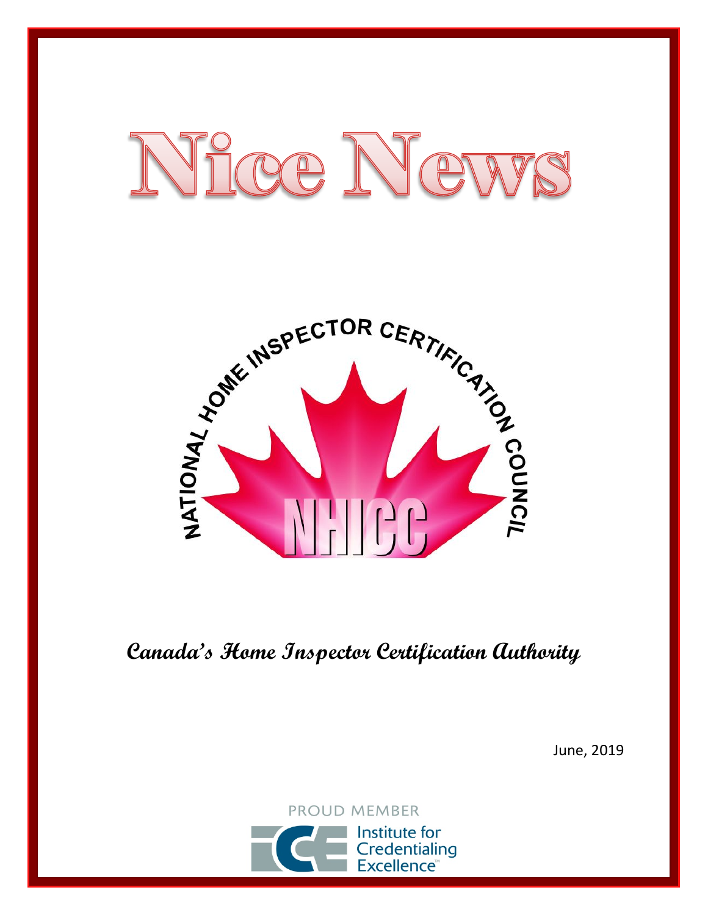# Nice News

NATIONAL HOME INSPECTOR CERTIFICATION COUNCIL

NHICC

***Canada's Home Inspector Certification Authority***

June, 2019

PROUD MEMBER

Institute for Credentialing Excellence™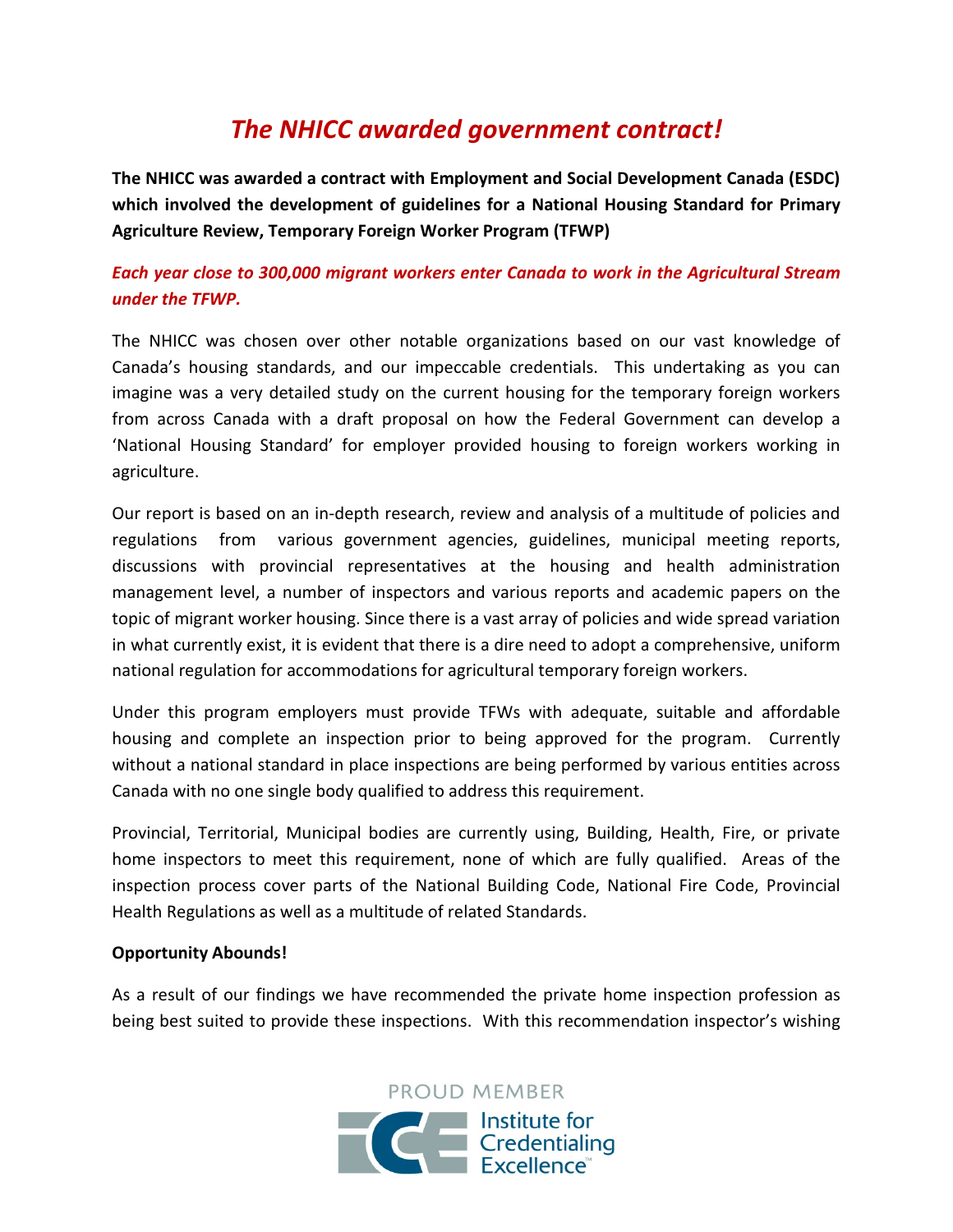# *The NHICC awarded government contract!*

**The NHICC was awarded a contract with Employment and Social Development Canada (ESDC) which involved the development of guidelines for a National Housing Standard for Primary Agriculture Review, Temporary Foreign Worker Program (TFWP)**

***Each year close to 300,000 migrant workers enter Canada to work in the Agricultural Stream under the TFWP.***

The NHICC was chosen over other notable organizations based on our vast knowledge of Canada's housing standards, and our impeccable credentials. This undertaking as you can imagine was a very detailed study on the current housing for the temporary foreign workers from across Canada with a draft proposal on how the Federal Government can develop a 'National Housing Standard' for employer provided housing to foreign workers working in agriculture.

Our report is based on an in-depth research, review and analysis of a multitude of policies and regulations from various government agencies, guidelines, municipal meeting reports, discussions with provincial representatives at the housing and health administration management level, a number of inspectors and various reports and academic papers on the topic of migrant worker housing. Since there is a vast array of policies and wide spread variation in what currently exist, it is evident that there is a dire need to adopt a comprehensive, uniform national regulation for accommodations for agricultural temporary foreign workers.

Under this program employers must provide TFWs with adequate, suitable and affordable housing and complete an inspection prior to being approved for the program. Currently without a national standard in place inspections are being performed by various entities across Canada with no one single body qualified to address this requirement.

Provincial, Territorial, Municipal bodies are currently using, Building, Health, Fire, or private home inspectors to meet this requirement, none of which are fully qualified. Areas of the inspection process cover parts of the National Building Code, National Fire Code, Provincial Health Regulations as well as a multitude of related Standards.

**Opportunity Abounds!**

As a result of our findings we have recommended the private home inspection profession as being best suited to provide these inspections. With this recommendation inspector's wishing

PROUD MEMBER

Institute for Credentialing Excellence™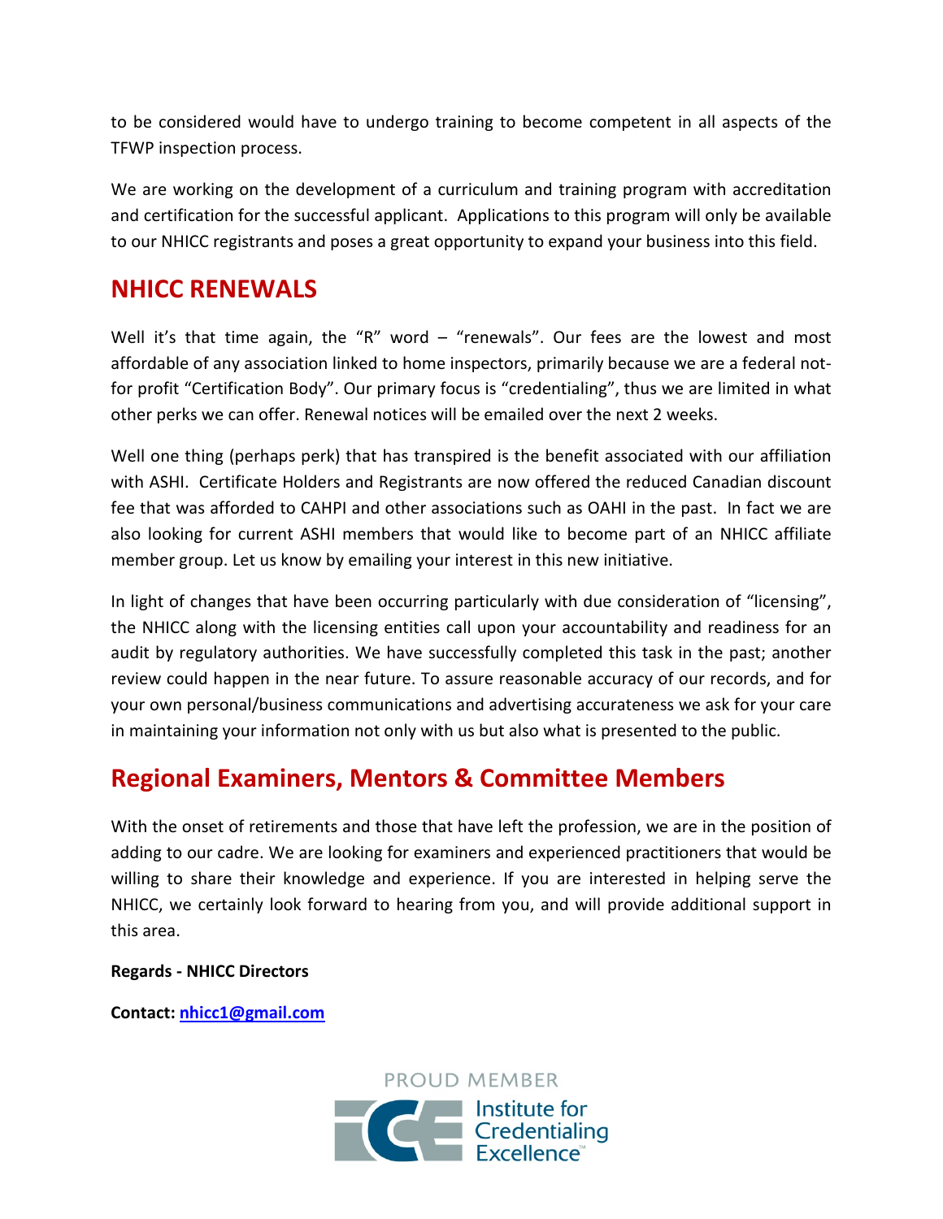to be considered would have to undergo training to become competent in all aspects of the TFWP inspection process.

We are working on the development of a curriculum and training program with accreditation and certification for the successful applicant. Applications to this program will only be available to our NHICC registrants and poses a great opportunity to expand your business into this field.

## NHICC RENEWALS

Well it's that time again, the "R" word – "renewals". Our fees are the lowest and most affordable of any association linked to home inspectors, primarily because we are a federal not-for profit "Certification Body". Our primary focus is "credentialing", thus we are limited in what other perks we can offer. Renewal notices will be emailed over the next 2 weeks.

Well one thing (perhaps perk) that has transpired is the benefit associated with our affiliation with ASHI. Certificate Holders and Registrants are now offered the reduced Canadian discount fee that was afforded to CAHPI and other associations such as OAHI in the past. In fact we are also looking for current ASHI members that would like to become part of an NHICC affiliate member group. Let us know by emailing your interest in this new initiative.

In light of changes that have been occurring particularly with due consideration of "licensing", the NHICC along with the licensing entities call upon your accountability and readiness for an audit by regulatory authorities. We have successfully completed this task in the past; another review could happen in the near future. To assure reasonable accuracy of our records, and for your own personal/business communications and advertising accurateness we ask for your care in maintaining your information not only with us but also what is presented to the public.

## Regional Examiners, Mentors & Committee Members

With the onset of retirements and those that have left the profession, we are in the position of adding to our cadre. We are looking for examiners and experienced practitioners that would be willing to share their knowledge and experience. If you are interested in helping serve the NHICC, we certainly look forward to hearing from you, and will provide additional support in this area.

**Regards - NHICC Directors**

**Contact: nhicc1@gmail.com**

PROUD MEMBER

Institute for Credentialing Excellence™